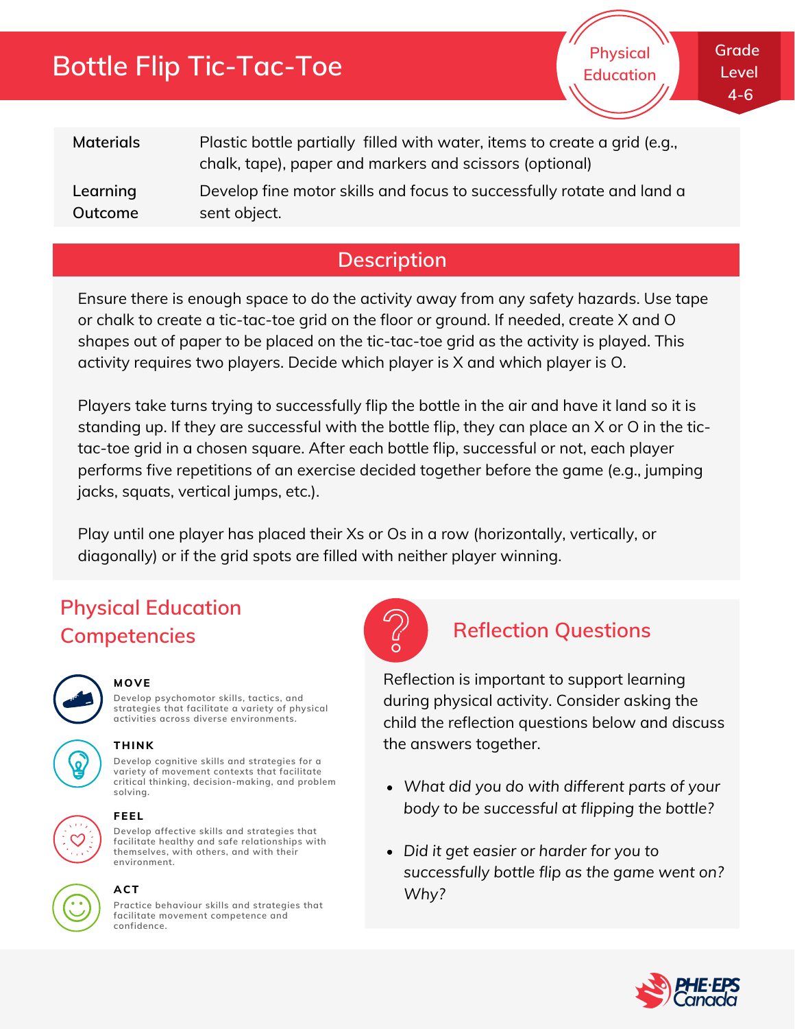# Bottle Flip Tic-Tac-Toe

Physical Education

Grade Level 4-6

| | |
|---|---|
| Materials | Plastic bottle partially filled with water, items to create a grid (e.g., chalk, tape), paper and markers and scissors (optional) |
| Learning Outcome | Develop fine motor skills and focus to successfully rotate and land a sent object. |

## Description

Ensure there is enough space to do the activity away from any safety hazards. Use tape or chalk to create a tic-tac-toe grid on the floor or ground. If needed, create X and O shapes out of paper to be placed on the tic-tac-toe grid as the activity is played. This activity requires two players. Decide which player is X and which player is O.

Players take turns trying to successfully flip the bottle in the air and have it land so it is standing up. If they are successful with the bottle flip, they can place an X or O in the tic-tac-toe grid in a chosen square. After each bottle flip, successful or not, each player performs five repetitions of an exercise decided together before the game (e.g., jumping jacks, squats, vertical jumps, etc.).

Play until one player has placed their Xs or Os in a row (horizontally, vertically, or diagonally) or if the grid spots are filled with neither player winning.

## Physical Education Competencies

**MOVE**
Develop psychomotor skills, tactics, and strategies that facilitate a variety of physical activities across diverse environments.

**THINK**
Develop cognitive skills and strategies for a variety of movement contexts that facilitate critical thinking, decision-making, and problem solving.

**FEEL**
Develop affective skills and strategies that facilitate healthy and safe relationships with themselves, with others, and with their environment.

**ACT**
Practice behaviour skills and strategies that facilitate movement competence and confidence.

## Reflection Questions

Reflection is important to support learning during physical activity. Consider asking the child the reflection questions below and discuss the answers together.

- *What did you do with different parts of your body to be successful at flipping the bottle?*
- *Did it get easier or harder for you to successfully bottle flip as the game went on? Why?*

PHE·EPS Canada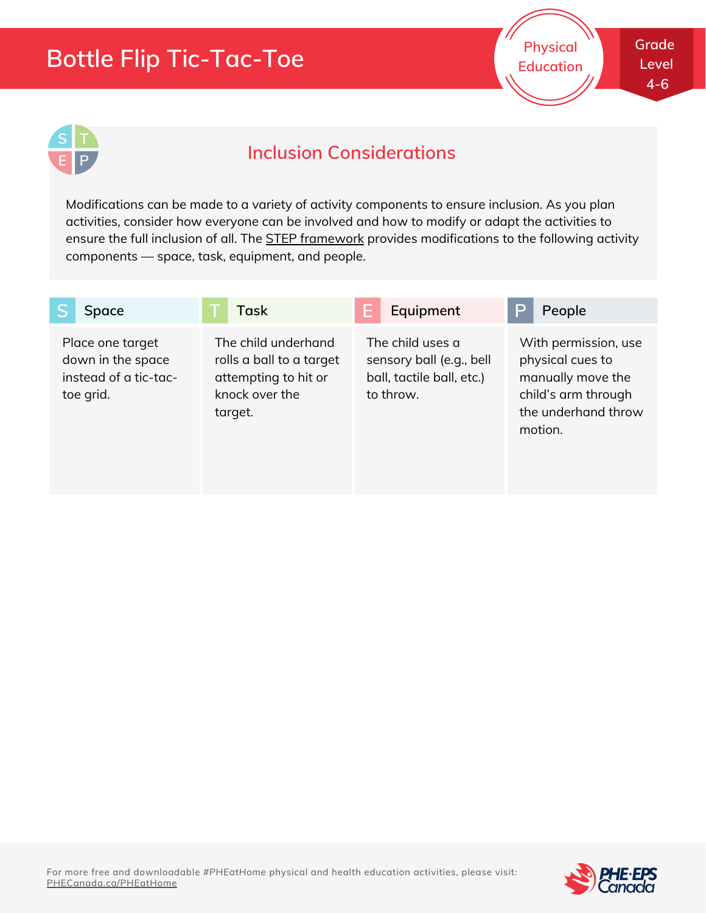# Bottle Flip Tic-Tac-Toe

Physical Education

Grade Level 4-6

## Inclusion Considerations

Modifications can be made to a variety of activity components to ensure inclusion. As you plan activities, consider how everyone can be involved and how to modify or adapt the activities to ensure the full inclusion of all. The STEP framework provides modifications to the following activity components — space, task, equipment, and people.

| S Space | T Task | E Equipment | P People |
|---|---|---|---|
| Place one target down in the space instead of a tic-tac-toe grid. | The child underhand rolls a ball to a target attempting to hit or knock over the target. | The child uses a sensory ball (e.g., bell ball, tactile ball, etc.) to throw. | With permission, use physical cues to manually move the child's arm through the underhand throw motion. |

For more free and downloadable #PHEatHome physical and health education activities, please visit: PHECanada.ca/PHEatHome